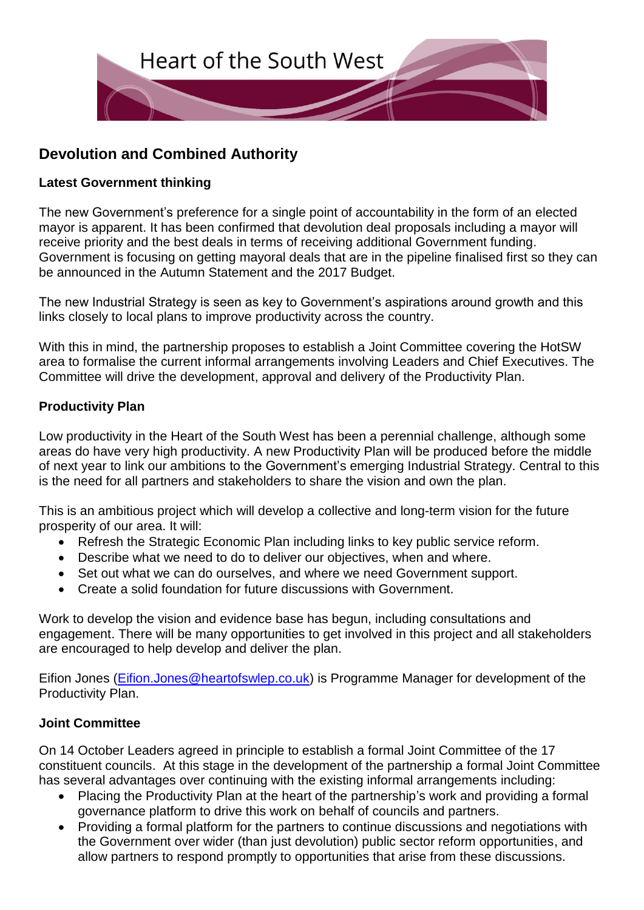Heart of the South West

## Devolution and Combined Authority

### Latest Government thinking

The new Government's preference for a single point of accountability in the form of an elected mayor is apparent. It has been confirmed that devolution deal proposals including a mayor will receive priority and the best deals in terms of receiving additional Government funding. Government is focusing on getting mayoral deals that are in the pipeline finalised first so they can be announced in the Autumn Statement and the 2017 Budget.

The new Industrial Strategy is seen as key to Government's aspirations around growth and this links closely to local plans to improve productivity across the country.

With this in mind, the partnership proposes to establish a Joint Committee covering the HotSW area to formalise the current informal arrangements involving Leaders and Chief Executives. The Committee will drive the development, approval and delivery of the Productivity Plan.

### Productivity Plan

Low productivity in the Heart of the South West has been a perennial challenge, although some areas do have very high productivity. A new Productivity Plan will be produced before the middle of next year to link our ambitions to the Government's emerging Industrial Strategy. Central to this is the need for all partners and stakeholders to share the vision and own the plan.

This is an ambitious project which will develop a collective and long-term vision for the future prosperity of our area. It will:

- Refresh the Strategic Economic Plan including links to key public service reform.
- Describe what we need to do to deliver our objectives, when and where.
- Set out what we can do ourselves, and where we need Government support.
- Create a solid foundation for future discussions with Government.

Work to develop the vision and evidence base has begun, including consultations and engagement. There will be many opportunities to get involved in this project and all stakeholders are encouraged to help develop and deliver the plan.

Eifion Jones (Eifion.Jones@heartofswlep.co.uk) is Programme Manager for development of the Productivity Plan.

### Joint Committee

On 14 October Leaders agreed in principle to establish a formal Joint Committee of the 17 constituent councils. At this stage in the development of the partnership a formal Joint Committee has several advantages over continuing with the existing informal arrangements including:

- Placing the Productivity Plan at the heart of the partnership's work and providing a formal governance platform to drive this work on behalf of councils and partners.
- Providing a formal platform for the partners to continue discussions and negotiations with the Government over wider (than just devolution) public sector reform opportunities, and allow partners to respond promptly to opportunities that arise from these discussions.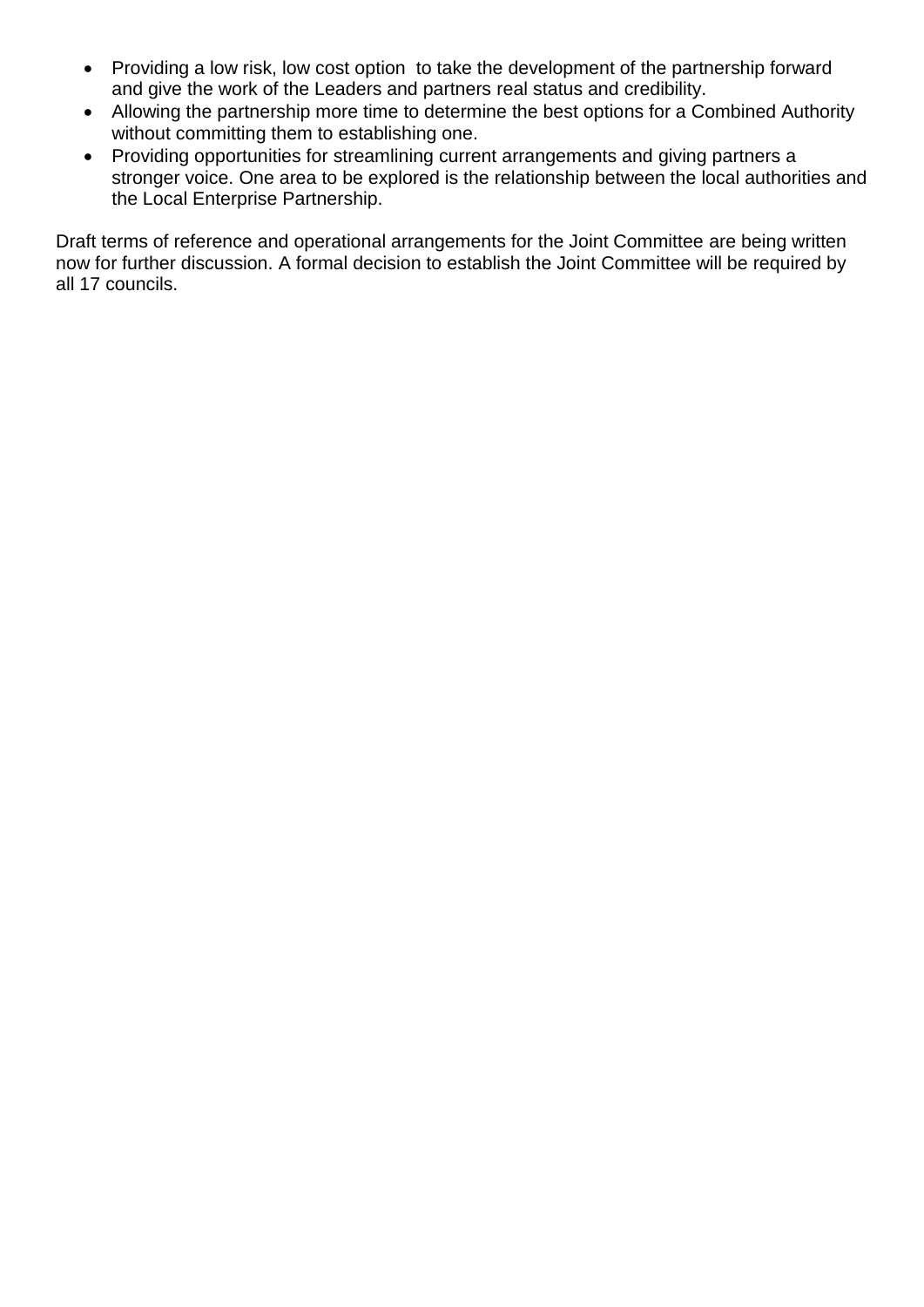- Providing a low risk, low cost option to take the development of the partnership forward and give the work of the Leaders and partners real status and credibility.
- Allowing the partnership more time to determine the best options for a Combined Authority without committing them to establishing one.
- Providing opportunities for streamlining current arrangements and giving partners a stronger voice. One area to be explored is the relationship between the local authorities and the Local Enterprise Partnership.

Draft terms of reference and operational arrangements for the Joint Committee are being written now for further discussion. A formal decision to establish the Joint Committee will be required by all 17 councils.